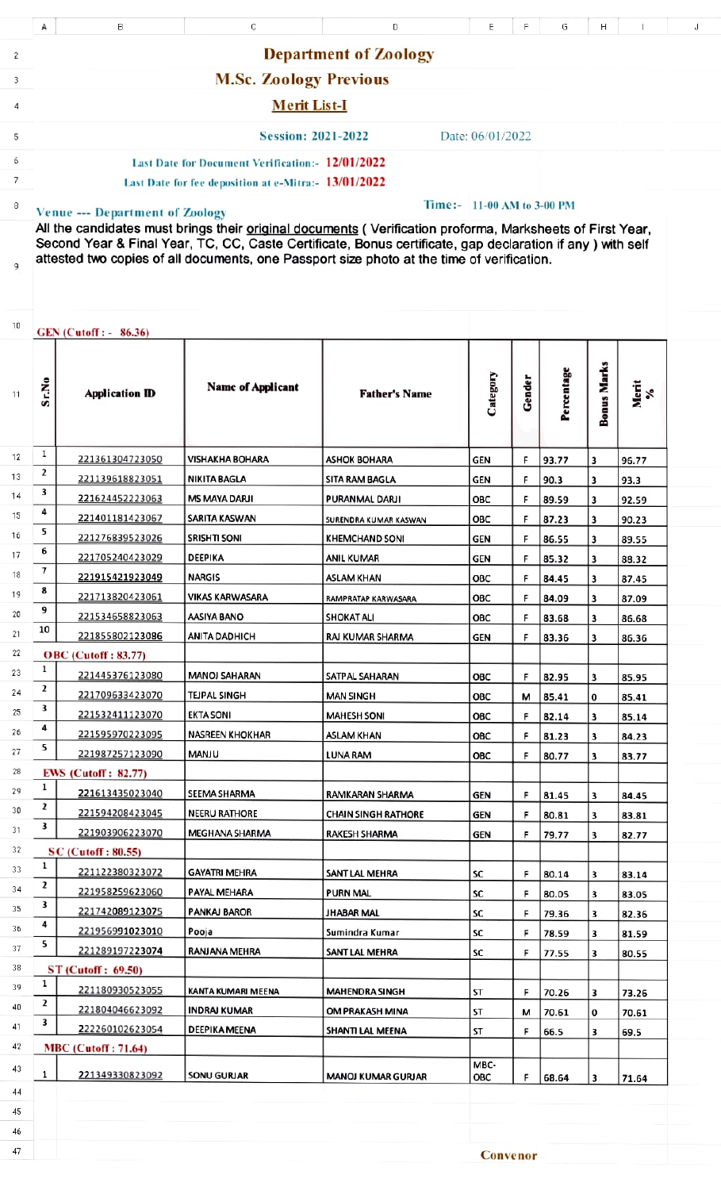# Department of Zoology

## M.Sc. Zoology Previous

### Merit List-I

**Session: 2021-2022** Date: 06/01/2022

**Last Date for Document Verification:- 12/01/2022**

**Last Date for fee deposition at e-Mitra:- 13/01/2022**

**Venue --- Department of Zoology** **Time:- 11-00 AM to 3-00 PM**

All the candidates must brings their original documents ( Verification proforma, Marksheets of First Year, Second Year & Final Year, TC, CC, Caste Certificate, Bonus certificate, gap declaration if any ) with self attested two copies of all documents, one Passport size photo at the time of verification.

**GEN (Cutoff : - 86.36)**

| Sr.No | Application ID | Name of Applicant | Father's Name | Category | Gender | Percentage | Bonus Marks | Merit % |
|---|---|---|---|---|---|---|---|---|
| 1 | 221361304723050 | VISHAKHA BOHARA | ASHOK BOHARA | GEN | F | 93.77 | 3 | 96.77 |
| 2 | 221139618823051 | NIKITA BAGLA | SITA RAM BAGLA | GEN | F | 90.3 | 3 | 93.3 |
| 3 | 221624452223063 | MS MAYA DARJI | PURANMAL DARJI | OBC | F | 89.59 | 3 | 92.59 |
| 4 | 221401181423067 | SARITA KASWAN | SURENDRA KUMAR KASWAN | OBC | F | 87.23 | 3 | 90.23 |
| 5 | 221276839523026 | SRISHTI SONI | KHEMCHAND SONI | GEN | F | 86.55 | 3 | 89.55 |
| 6 | 221705240423029 | DEEPIKA | ANIL KUMAR | GEN | F | 85.32 | 3 | 88.32 |
| 7 | 221915421923049 | NARGIS | ASLAM KHAN | OBC | F | 84.45 | 3 | 87.45 |
| 8 | 221713820423061 | VIKAS KARWASARA | RAMPRATAP KARWASARA | OBC | F | 84.09 | 3 | 87.09 |
| 9 | 221534658823063 | AASIYA BANO | SHOKAT ALI | OBC | F | 83.68 | 3 | 86.68 |
| 10 | 221855802123086 | ANITA DADHICH | RAJ KUMAR SHARMA | GEN | F | 83.36 | 3 | 86.36 |
| **OBC (Cutoff : 83.77)** | | | | | | | | |
| 1 | 221445376123080 | MANOJ SAHARAN | SATPAL SAHARAN | OBC | F | 82.95 | 3 | 85.95 |
| 2 | 221709633423070 | TEJPAL SINGH | MAN SINGH | OBC | M | 85.41 | 0 | 85.41 |
| 3 | 221532411123070 | EKTA SONI | MAHESH SONI | OBC | F | 82.14 | 3 | 85.14 |
| 4 | 221595970223095 | NASREEN KHOKHAR | ASLAM KHAN | OBC | F | 81.23 | 3 | 84.23 |
| 5 | 221987257123090 | MANJU | LUNA RAM | OBC | F | 80.77 | 3 | 83.77 |
| **EWS (Cutoff : 82.77)** | | | | | | | | |
| 1 | 221613435023040 | SEEMA SHARMA | RAMKARAN SHARMA | GEN | F | 81.45 | 3 | 84.45 |
| 2 | 221594208423045 | NEERU RATHORE | CHAIN SINGH RATHORE | GEN | F | 80.81 | 3 | 83.81 |
| 3 | 221903906223070 | MEGHANA SHARMA | RAKESH SHARMA | GEN | F | 79.77 | 3 | 82.77 |
| **SC (Cutoff : 80.55)** | | | | | | | | |
| 1 | 221122380323072 | GAYATRI MEHRA | SANT LAL MEHRA | SC | F | 80.14 | 3 | 83.14 |
| 2 | 221958259623060 | PAYAL MEHARA | PURN MAL | SC | F | 80.05 | 3 | 83.05 |
| 3 | 221742089123075 | PANKAJ BAROR | JHABAR MAL | SC | F | 79.36 | 3 | 82.36 |
| 4 | 221956991023010 | Pooja | Sumindra Kumar | SC | F | 78.59 | 3 | 81.59 |
| 5 | 221289197223074 | RANJANA MEHRA | SANT LAL MEHRA | SC | F | 77.55 | 3 | 80.55 |
| **ST (Cutoff : 69.50)** | | | | | | | | |
| 1 | 221180930523055 | KANTA KUMARI MEENA | MAHENDRA SINGH | ST | F | 70.26 | 3 | 73.26 |
| 2 | 221804046623092 | INDRAJ KUMAR | OM PRAKASH MINA | ST | M | 70.61 | 0 | 70.61 |
| 3 | 222260102623054 | DEEPIKA MEENA | SHANTI LAL MEENA | ST | F | 66.5 | 3 | 69.5 |
| **MBC (Cutoff : 71.64)** | | | | | | | | |
| 1 | 221349330823092 | SONU GURJAR | MANOJ KUMAR GURJAR | MBC-OBC | F | 68.64 | 3 | 71.64 |

**Convenor**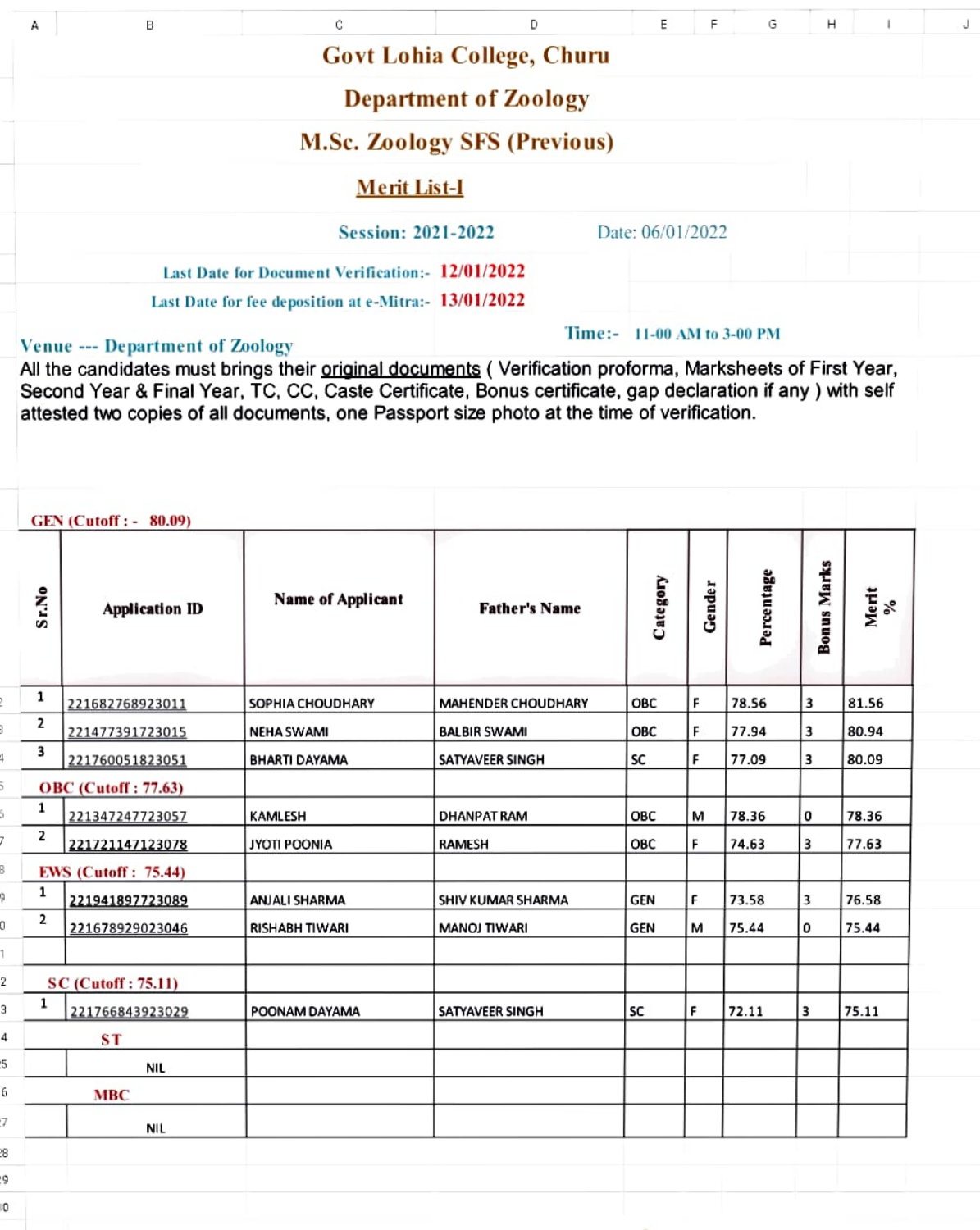# Govt Lohia College, Churu

## Department of Zoology

## M.Sc. Zoology SFS (Previous)

### Merit List-I

**Session: 2021-2022** Date: 06/01/2022

**Last Date for Document Verification:- 12/01/2022**

**Last Date for fee deposition at e-Mitra:- 13/01/2022**

**Time:- 11-00 AM to 3-00 PM**

**Venue --- Department of Zoology**

All the candidates must brings their original documents ( Verification proforma, Marksheets of First Year, Second Year & Final Year, TC, CC, Caste Certificate, Bonus certificate, gap declaration if any ) with self attested two copies of all documents, one Passport size photo at the time of verification.

**GEN (Cutoff : - 80.09)**

| Sr.No | Application ID | Name of Applicant | Father's Name | Category | Gender | Percentage | Bonus Marks | Merit % |
|---|---|---|---|---|---|---|---|---|
| 1 | 221682768923011 | SOPHIA CHOUDHARY | MAHENDER CHOUDHARY | OBC | F | 78.56 | 3 | 81.56 |
| 2 | 221477391723015 | NEHA SWAMI | BALBIR SWAMI | OBC | F | 77.94 | 3 | 80.94 |
| 3 | 221760051823051 | BHARTI DAYAMA | SATYAVEER SINGH | SC | F | 77.09 | 3 | 80.09 |
| **OBC (Cutoff : 77.63)** | | | | | | | | |
| 1 | 221347247723057 | KAMLESH | DHANPAT RAM | OBC | M | 78.36 | 0 | 78.36 |
| 2 | 221721147123078 | JYOTI POONIA | RAMESH | OBC | F | 74.63 | 3 | 77.63 |
| **EWS (Cutoff : 75.44)** | | | | | | | | |
| 1 | 221941897723089 | ANJALI SHARMA | SHIV KUMAR SHARMA | GEN | F | 73.58 | 3 | 76.58 |
| 2 | 221678929023046 | RISHABH TIWARI | MANOJ TIWARI | GEN | M | 75.44 | 0 | 75.44 |
| | | | | | | | | |
| **SC (Cutoff : 75.11)** | | | | | | | | |
| 1 | 221766843923029 | POONAM DAYAMA | SATYAVEER SINGH | SC | F | 72.11 | 3 | 75.11 |
| **ST** | | | | | | | | |
| | NIL | | | | | | | |
| **MBC** | | | | | | | | |
| | NIL | | | | | | | |